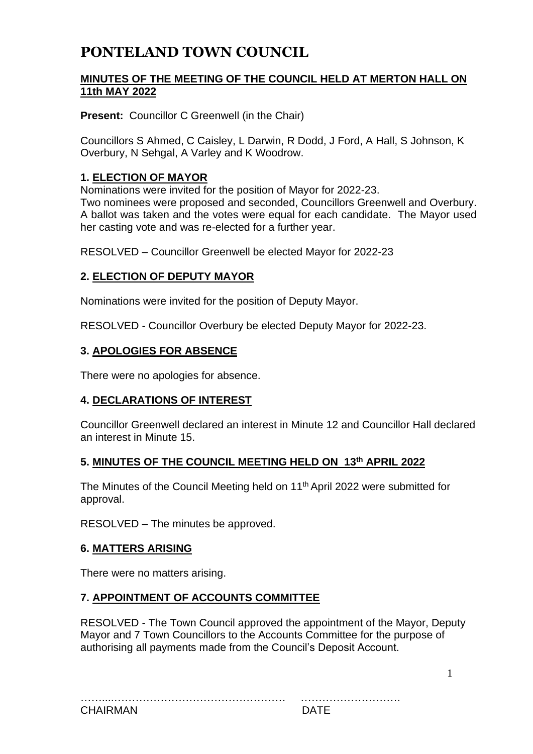# PONTELAND TOWN COUNCIL

**MINUTES OF THE MEETING OF THE COUNCIL HELD AT MERTON HALL ON 11th MAY 2022**

**Present:** Councillor C Greenwell (in the Chair)

Councillors S Ahmed, C Caisley, L Darwin, R Dodd, J Ford, A Hall, S Johnson, K Overbury, N Sehgal, A Varley and K Woodrow.

### 1. ELECTION OF MAYOR

Nominations were invited for the position of Mayor for 2022-23.
Two nominees were proposed and seconded, Councillors Greenwell and Overbury. A ballot was taken and the votes were equal for each candidate. The Mayor used her casting vote and was re-elected for a further year.

RESOLVED – Councillor Greenwell be elected Mayor for 2022-23

### 2. ELECTION OF DEPUTY MAYOR

Nominations were invited for the position of Deputy Mayor.

RESOLVED - Councillor Overbury be elected Deputy Mayor for 2022-23.

### 3. APOLOGIES FOR ABSENCE

There were no apologies for absence.

### 4. DECLARATIONS OF INTEREST

Councillor Greenwell declared an interest in Minute 12 and Councillor Hall declared an interest in Minute 15.

### 5. MINUTES OF THE COUNCIL MEETING HELD ON 13th APRIL 2022

The Minutes of the Council Meeting held on 11th April 2022 were submitted for approval.

RESOLVED – The minutes be approved.

### 6. MATTERS ARISING

There were no matters arising.

### 7. APPOINTMENT OF ACCOUNTS COMMITTEE

RESOLVED - The Town Council approved the appointment of the Mayor, Deputy Mayor and 7 Town Councillors to the Accounts Committee for the purpose of authorising all payments made from the Council's Deposit Account.

……...…………………………………………  ……………………….
CHAIRMAN  DATE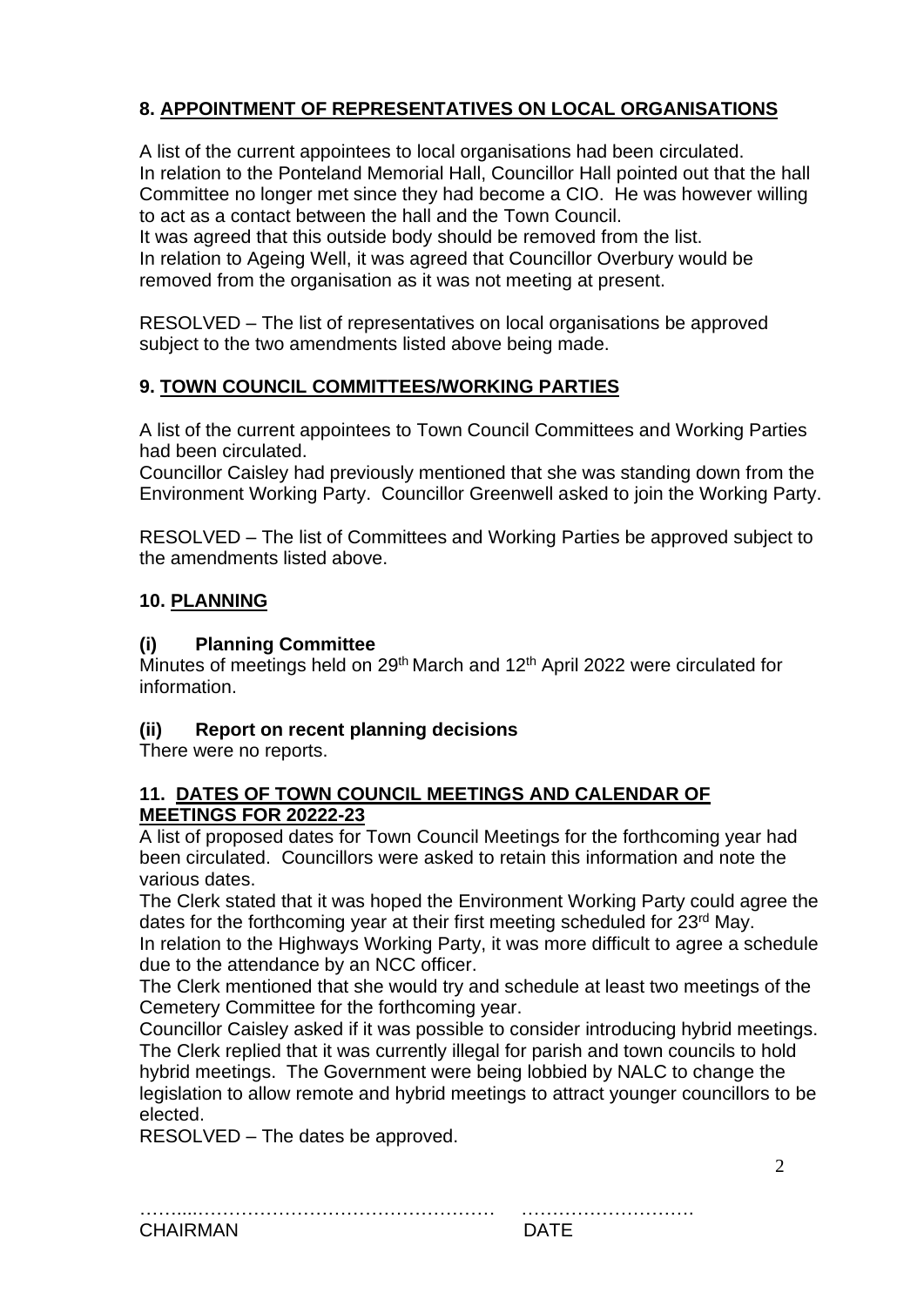## 8. APPOINTMENT OF REPRESENTATIVES ON LOCAL ORGANISATIONS

A list of the current appointees to local organisations had been circulated.
In relation to the Ponteland Memorial Hall, Councillor Hall pointed out that the hall Committee no longer met since they had become a CIO. He was however willing to act as a contact between the hall and the Town Council.
It was agreed that this outside body should be removed from the list.
In relation to Ageing Well, it was agreed that Councillor Overbury would be removed from the organisation as it was not meeting at present.

RESOLVED – The list of representatives on local organisations be approved subject to the two amendments listed above being made.

## 9. TOWN COUNCIL COMMITTEES/WORKING PARTIES

A list of the current appointees to Town Council Committees and Working Parties had been circulated.
Councillor Caisley had previously mentioned that she was standing down from the Environment Working Party. Councillor Greenwell asked to join the Working Party.

RESOLVED – The list of Committees and Working Parties be approved subject to the amendments listed above.

## 10. PLANNING

### (i) Planning Committee

Minutes of meetings held on 29th March and 12th April 2022 were circulated for information.

### (ii) Report on recent planning decisions

There were no reports.

## 11. DATES OF TOWN COUNCIL MEETINGS AND CALENDAR OF MEETINGS FOR 20222-23

A list of proposed dates for Town Council Meetings for the forthcoming year had been circulated. Councillors were asked to retain this information and note the various dates.
The Clerk stated that it was hoped the Environment Working Party could agree the dates for the forthcoming year at their first meeting scheduled for 23rd May.
In relation to the Highways Working Party, it was more difficult to agree a schedule due to the attendance by an NCC officer.
The Clerk mentioned that she would try and schedule at least two meetings of the Cemetery Committee for the forthcoming year.
Councillor Caisley asked if it was possible to consider introducing hybrid meetings. The Clerk replied that it was currently illegal for parish and town councils to hold hybrid meetings. The Government were being lobbied by NALC to change the legislation to allow remote and hybrid meetings to attract younger councillors to be elected.
RESOLVED – The dates be approved.

……...………………………………………… ……………………….
CHAIRMAN DATE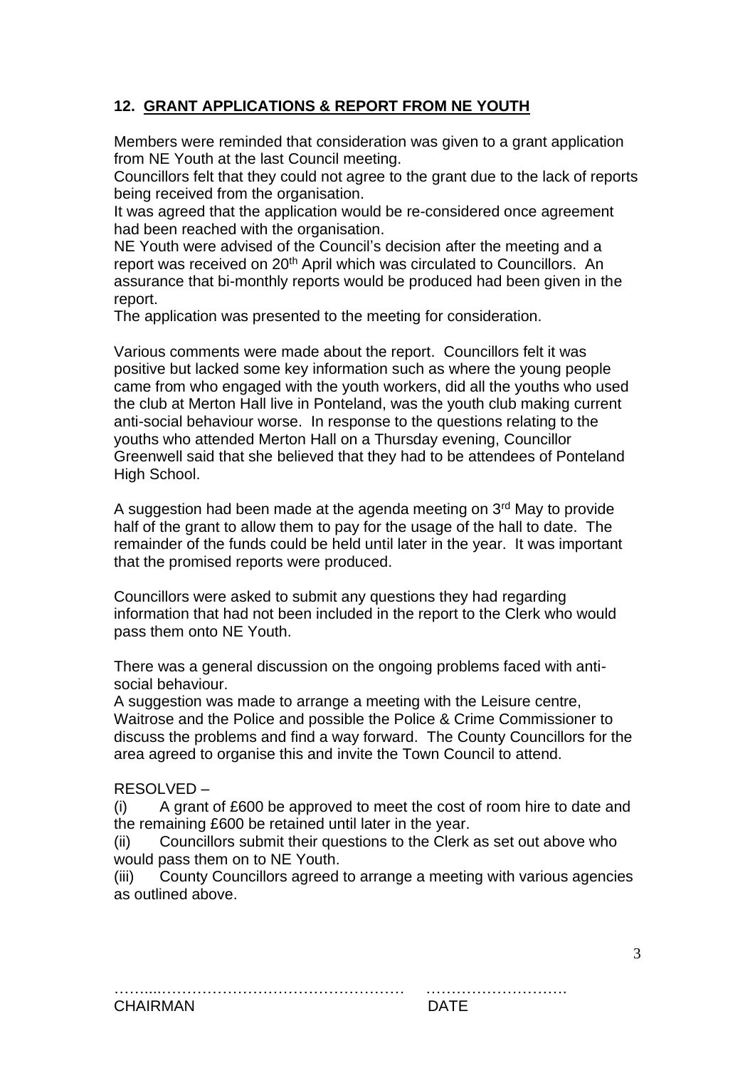## 12. GRANT APPLICATIONS & REPORT FROM NE YOUTH

Members were reminded that consideration was given to a grant application from NE Youth at the last Council meeting.
Councillors felt that they could not agree to the grant due to the lack of reports being received from the organisation.
It was agreed that the application would be re-considered once agreement had been reached with the organisation.
NE Youth were advised of the Council's decision after the meeting and a report was received on 20th April which was circulated to Councillors. An assurance that bi-monthly reports would be produced had been given in the report.
The application was presented to the meeting for consideration.

Various comments were made about the report. Councillors felt it was positive but lacked some key information such as where the young people came from who engaged with the youth workers, did all the youths who used the club at Merton Hall live in Ponteland, was the youth club making current anti-social behaviour worse. In response to the questions relating to the youths who attended Merton Hall on a Thursday evening, Councillor Greenwell said that she believed that they had to be attendees of Ponteland High School.

A suggestion had been made at the agenda meeting on 3rd May to provide half of the grant to allow them to pay for the usage of the hall to date. The remainder of the funds could be held until later in the year. It was important that the promised reports were produced.

Councillors were asked to submit any questions they had regarding information that had not been included in the report to the Clerk who would pass them onto NE Youth.

There was a general discussion on the ongoing problems faced with anti-social behaviour.
A suggestion was made to arrange a meeting with the Leisure centre, Waitrose and the Police and possible the Police & Crime Commissioner to discuss the problems and find a way forward. The County Councillors for the area agreed to organise this and invite the Town Council to attend.

RESOLVED –

(i) A grant of £600 be approved to meet the cost of room hire to date and the remaining £600 be retained until later in the year.
(ii) Councillors submit their questions to the Clerk as set out above who would pass them on to NE Youth.
(iii) County Councillors agreed to arrange a meeting with various agencies as outlined above.

……....………………………………………… ……………………….
CHAIRMAN DATE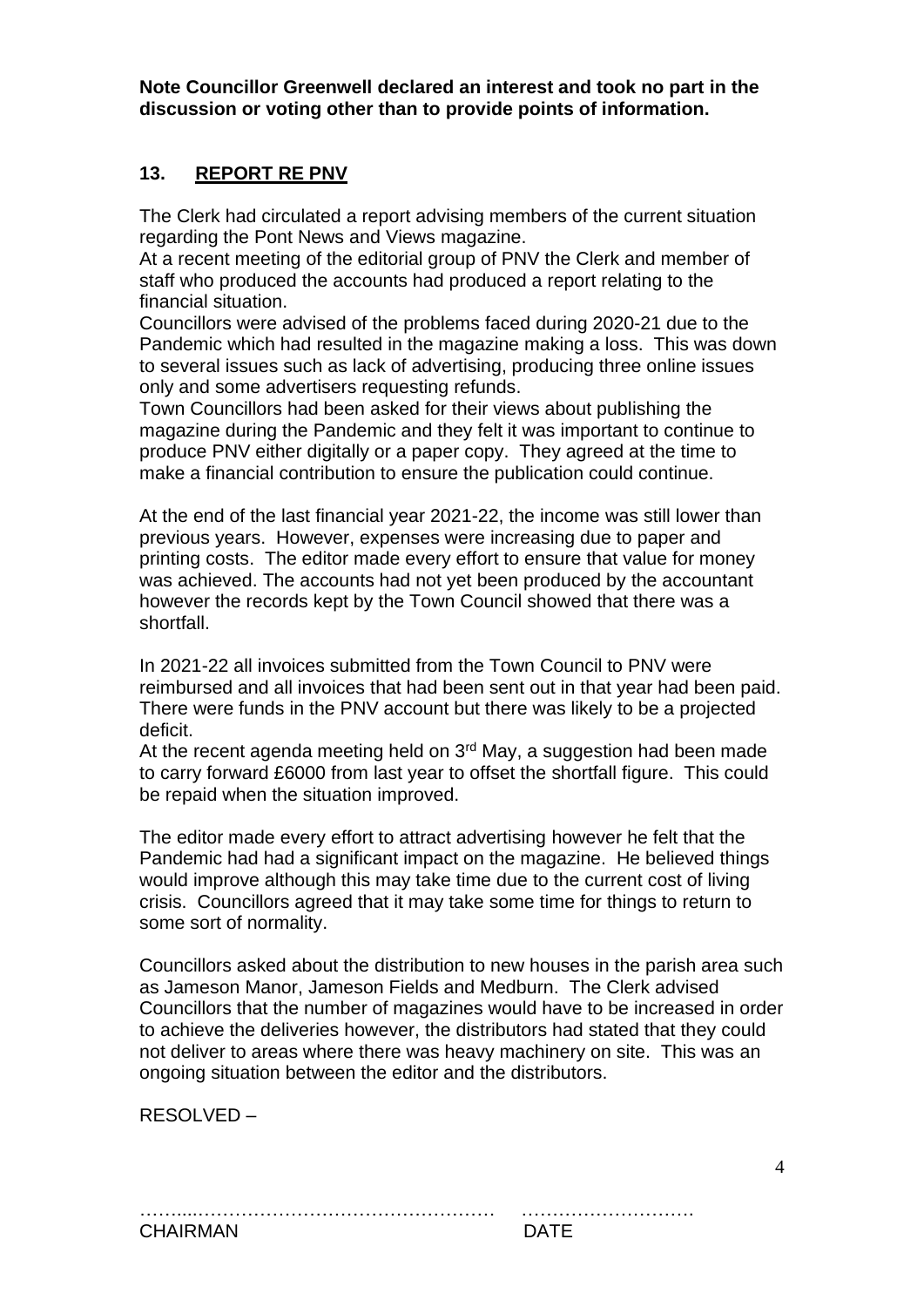**Note Councillor Greenwell declared an interest and took no part in the discussion or voting other than to provide points of information.**

## 13. REPORT RE PNV

The Clerk had circulated a report advising members of the current situation regarding the Pont News and Views magazine.

At a recent meeting of the editorial group of PNV the Clerk and member of staff who produced the accounts had produced a report relating to the financial situation.

Councillors were advised of the problems faced during 2020-21 due to the Pandemic which had resulted in the magazine making a loss. This was down to several issues such as lack of advertising, producing three online issues only and some advertisers requesting refunds.

Town Councillors had been asked for their views about publishing the magazine during the Pandemic and they felt it was important to continue to produce PNV either digitally or a paper copy. They agreed at the time to make a financial contribution to ensure the publication could continue.

At the end of the last financial year 2021-22, the income was still lower than previous years. However, expenses were increasing due to paper and printing costs. The editor made every effort to ensure that value for money was achieved. The accounts had not yet been produced by the accountant however the records kept by the Town Council showed that there was a shortfall.

In 2021-22 all invoices submitted from the Town Council to PNV were reimbursed and all invoices that had been sent out in that year had been paid. There were funds in the PNV account but there was likely to be a projected deficit.

At the recent agenda meeting held on 3rd May, a suggestion had been made to carry forward £6000 from last year to offset the shortfall figure. This could be repaid when the situation improved.

The editor made every effort to attract advertising however he felt that the Pandemic had had a significant impact on the magazine. He believed things would improve although this may take time due to the current cost of living crisis. Councillors agreed that it may take some time for things to return to some sort of normality.

Councillors asked about the distribution to new houses in the parish area such as Jameson Manor, Jameson Fields and Medburn. The Clerk advised Councillors that the number of magazines would have to be increased in order to achieve the deliveries however, the distributors had stated that they could not deliver to areas where there was heavy machinery on site. This was an ongoing situation between the editor and the distributors.

RESOLVED –

……..……………………………………………  ……………………….
CHAIRMAN DATE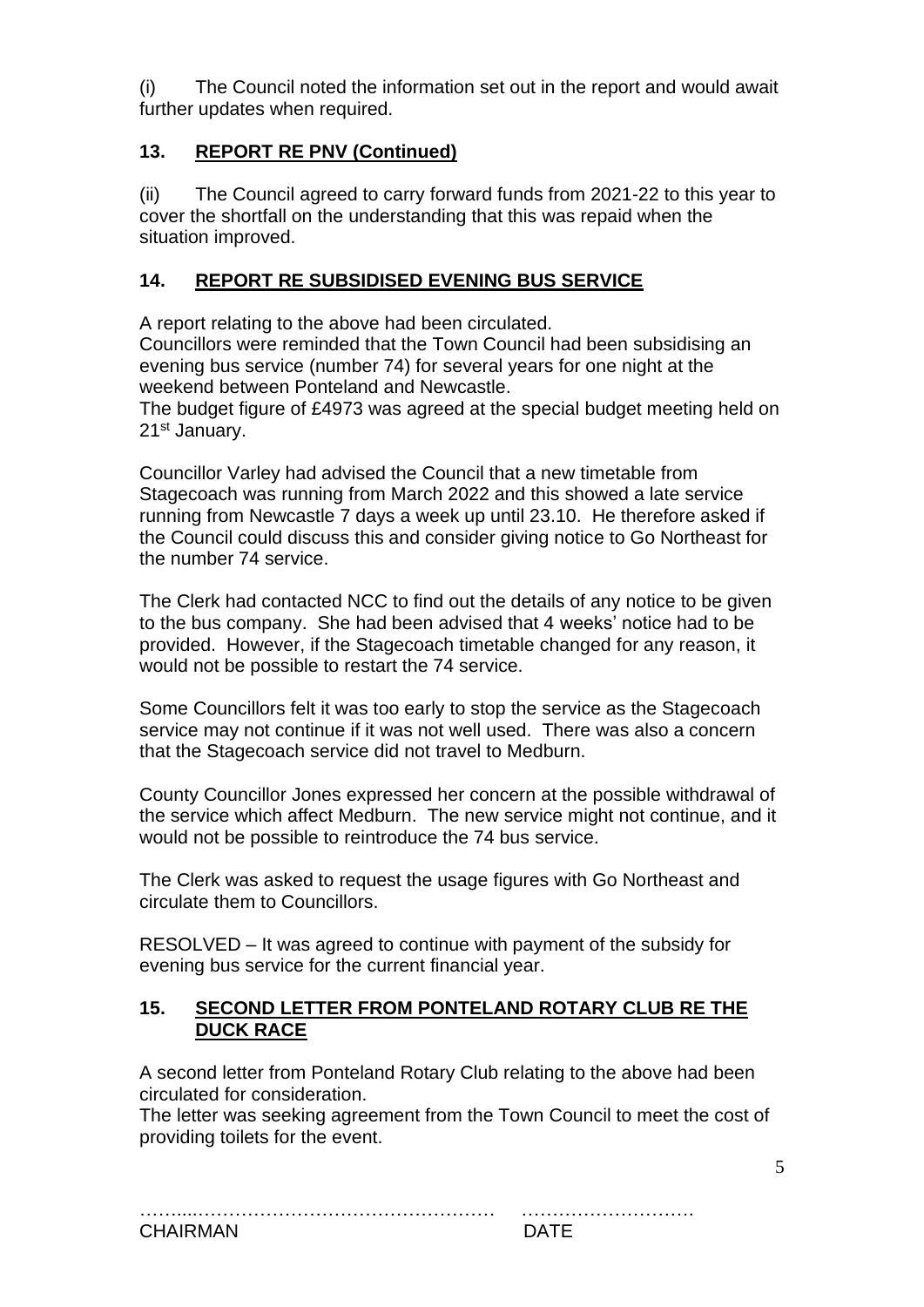(i) The Council noted the information set out in the report and would await further updates when required.

## 13. REPORT RE PNV (Continued)

(ii) The Council agreed to carry forward funds from 2021-22 to this year to cover the shortfall on the understanding that this was repaid when the situation improved.

## 14. REPORT RE SUBSIDISED EVENING BUS SERVICE

A report relating to the above had been circulated.
Councillors were reminded that the Town Council had been subsidising an evening bus service (number 74) for several years for one night at the weekend between Ponteland and Newcastle.
The budget figure of £4973 was agreed at the special budget meeting held on 21st January.

Councillor Varley had advised the Council that a new timetable from Stagecoach was running from March 2022 and this showed a late service running from Newcastle 7 days a week up until 23.10. He therefore asked if the Council could discuss this and consider giving notice to Go Northeast for the number 74 service.

The Clerk had contacted NCC to find out the details of any notice to be given to the bus company. She had been advised that 4 weeks' notice had to be provided. However, if the Stagecoach timetable changed for any reason, it would not be possible to restart the 74 service.

Some Councillors felt it was too early to stop the service as the Stagecoach service may not continue if it was not well used. There was also a concern that the Stagecoach service did not travel to Medburn.

County Councillor Jones expressed her concern at the possible withdrawal of the service which affect Medburn. The new service might not continue, and it would not be possible to reintroduce the 74 bus service.

The Clerk was asked to request the usage figures with Go Northeast and circulate them to Councillors.

RESOLVED – It was agreed to continue with payment of the subsidy for evening bus service for the current financial year.

## 15. SECOND LETTER FROM PONTELAND ROTARY CLUB RE THE DUCK RACE

A second letter from Ponteland Rotary Club relating to the above had been circulated for consideration.
The letter was seeking agreement from the Town Council to meet the cost of providing toilets for the event.

……....…………………………………………  ……………………….
CHAIRMAN  DATE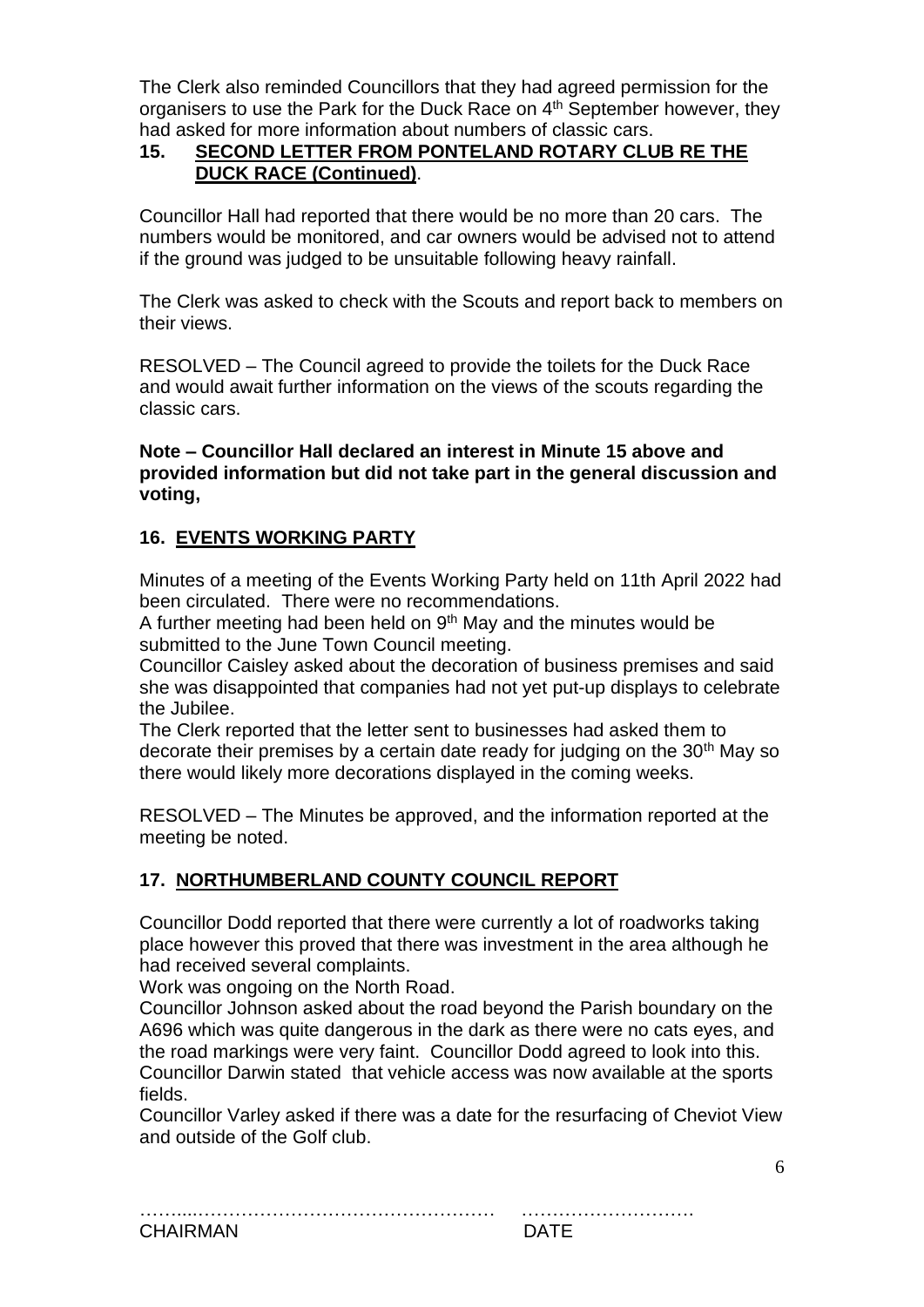The Clerk also reminded Councillors that they had agreed permission for the organisers to use the Park for the Duck Race on 4th September however, they had asked for more information about numbers of classic cars.

## 15. SECOND LETTER FROM PONTELAND ROTARY CLUB RE THE DUCK RACE (Continued).

Councillor Hall had reported that there would be no more than 20 cars. The numbers would be monitored, and car owners would be advised not to attend if the ground was judged to be unsuitable following heavy rainfall.

The Clerk was asked to check with the Scouts and report back to members on their views.

RESOLVED – The Council agreed to provide the toilets for the Duck Race and would await further information on the views of the scouts regarding the classic cars.

**Note – Councillor Hall declared an interest in Minute 15 above and provided information but did not take part in the general discussion and voting,**

## 16. EVENTS WORKING PARTY

Minutes of a meeting of the Events Working Party held on 11th April 2022 had been circulated. There were no recommendations.

A further meeting had been held on 9th May and the minutes would be submitted to the June Town Council meeting.

Councillor Caisley asked about the decoration of business premises and said she was disappointed that companies had not yet put-up displays to celebrate the Jubilee.

The Clerk reported that the letter sent to businesses had asked them to decorate their premises by a certain date ready for judging on the 30th May so there would likely more decorations displayed in the coming weeks.

RESOLVED – The Minutes be approved, and the information reported at the meeting be noted.

## 17. NORTHUMBERLAND COUNTY COUNCIL REPORT

Councillor Dodd reported that there were currently a lot of roadworks taking place however this proved that there was investment in the area although he had received several complaints.

Work was ongoing on the North Road.

Councillor Johnson asked about the road beyond the Parish boundary on the A696 which was quite dangerous in the dark as there were no cats eyes, and the road markings were very faint. Councillor Dodd agreed to look into this.

Councillor Darwin stated that vehicle access was now available at the sports fields.

Councillor Varley asked if there was a date for the resurfacing of Cheviot View and outside of the Golf club.

……....…………………………………………  ……………………….
CHAIRMAN  DATE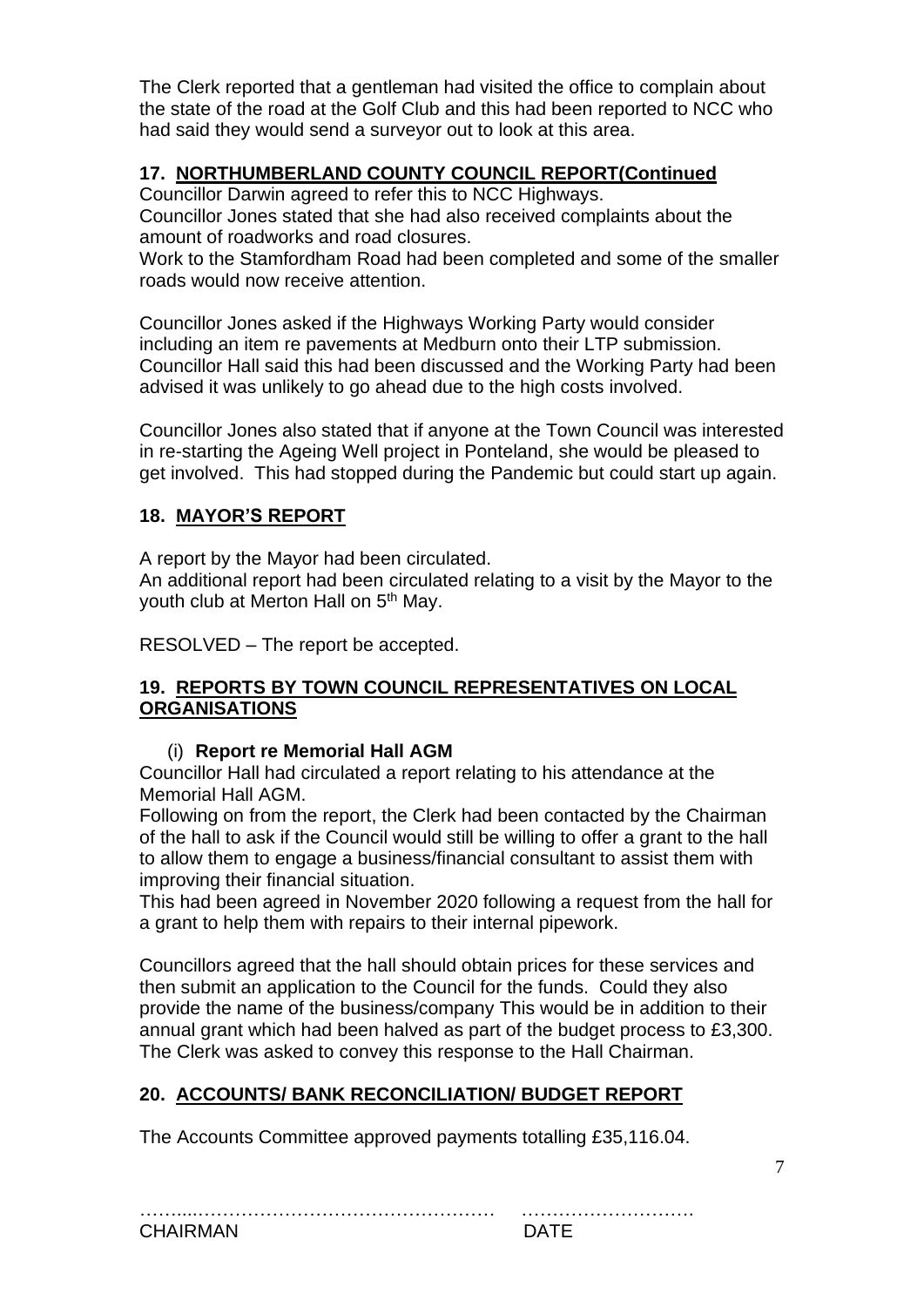The Clerk reported that a gentleman had visited the office to complain about the state of the road at the Golf Club and this had been reported to NCC who had said they would send a surveyor out to look at this area.

## 17. NORTHUMBERLAND COUNTY COUNCIL REPORT(Continued

Councillor Darwin agreed to refer this to NCC Highways.
Councillor Jones stated that she had also received complaints about the amount of roadworks and road closures.
Work to the Stamfordham Road had been completed and some of the smaller roads would now receive attention.

Councillor Jones asked if the Highways Working Party would consider including an item re pavements at Medburn onto their LTP submission. Councillor Hall said this had been discussed and the Working Party had been advised it was unlikely to go ahead due to the high costs involved.

Councillor Jones also stated that if anyone at the Town Council was interested in re-starting the Ageing Well project in Ponteland, she would be pleased to get involved. This had stopped during the Pandemic but could start up again.

## 18. MAYOR'S REPORT

A report by the Mayor had been circulated.
An additional report had been circulated relating to a visit by the Mayor to the youth club at Merton Hall on 5th May.

RESOLVED – The report be accepted.

## 19. REPORTS BY TOWN COUNCIL REPRESENTATIVES ON LOCAL ORGANISATIONS

### (i) Report re Memorial Hall AGM

Councillor Hall had circulated a report relating to his attendance at the Memorial Hall AGM.
Following on from the report, the Clerk had been contacted by the Chairman of the hall to ask if the Council would still be willing to offer a grant to the hall to allow them to engage a business/financial consultant to assist them with improving their financial situation.
This had been agreed in November 2020 following a request from the hall for a grant to help them with repairs to their internal pipework.

Councillors agreed that the hall should obtain prices for these services and then submit an application to the Council for the funds. Could they also provide the name of the business/company This would be in addition to their annual grant which had been halved as part of the budget process to £3,300. The Clerk was asked to convey this response to the Hall Chairman.

## 20. ACCOUNTS/ BANK RECONCILIATION/ BUDGET REPORT

The Accounts Committee approved payments totalling £35,116.04.

……...…………………………………………  ……………………….
CHAIRMAN  DATE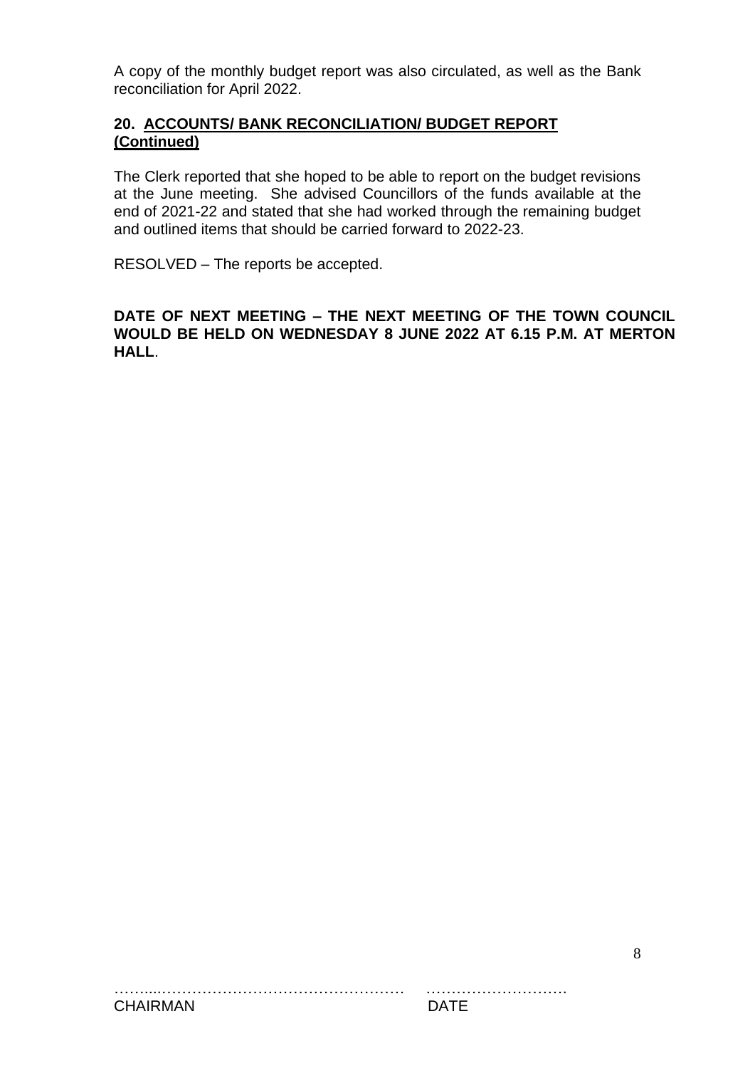A copy of the monthly budget report was also circulated, as well as the Bank reconciliation for April 2022.

**20. ACCOUNTS/ BANK RECONCILIATION/ BUDGET REPORT (Continued)**

The Clerk reported that she hoped to be able to report on the budget revisions at the June meeting. She advised Councillors of the funds available at the end of 2021-22 and stated that she had worked through the remaining budget and outlined items that should be carried forward to 2022-23.

RESOLVED – The reports be accepted.

**DATE OF NEXT MEETING – THE NEXT MEETING OF THE TOWN COUNCIL WOULD BE HELD ON WEDNESDAY 8 JUNE 2022 AT 6.15 P.M. AT MERTON HALL**.

……....…………………………………………  ……………………….

CHAIRMAN DATE